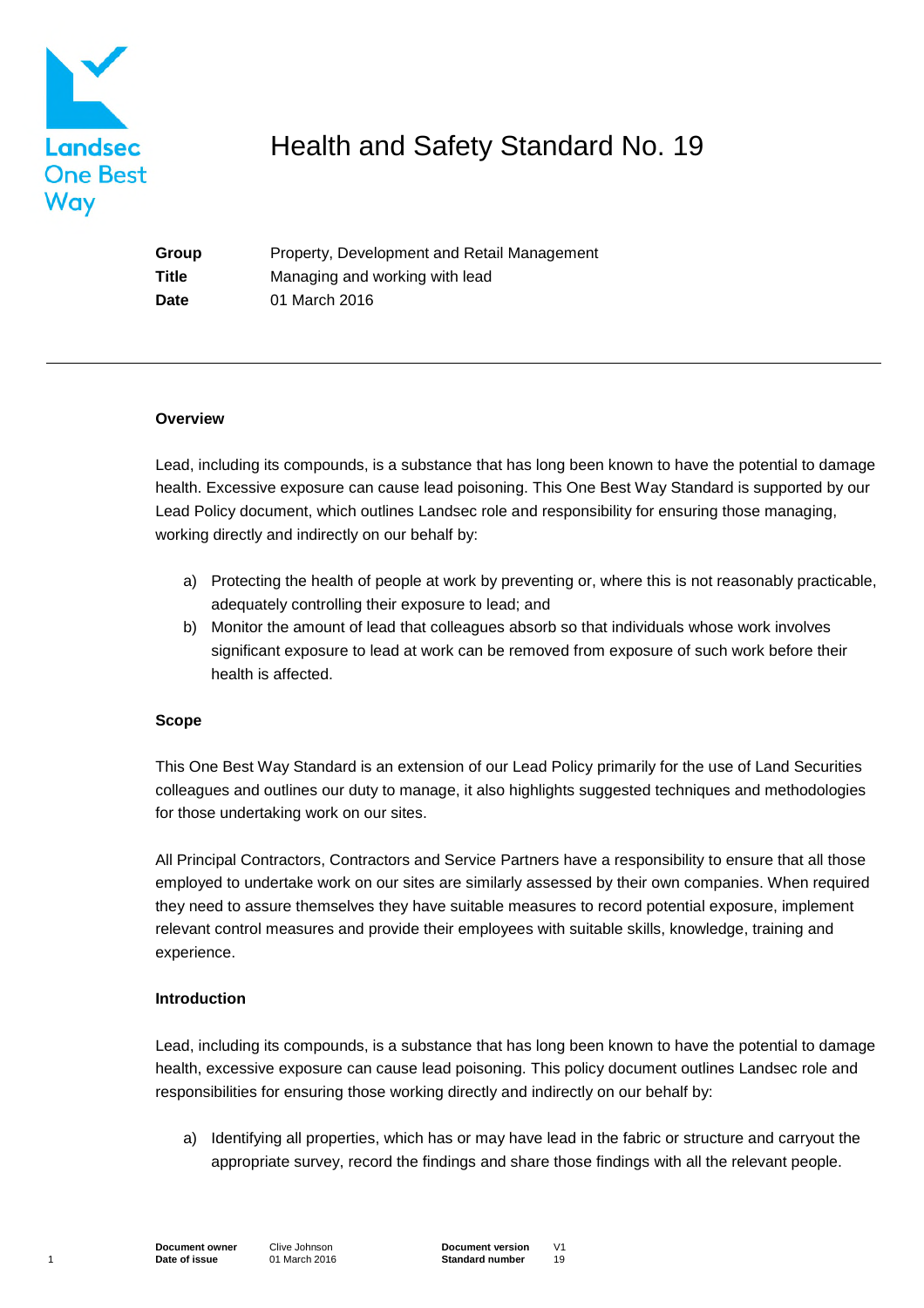# Health and Safety Standard No. 19

| | |
|---|---|
| **Group** | Property, Development and Retail Management |
| **Title** | Managing and working with lead |
| **Date** | 01 March 2016 |

---

**Overview**

Lead, including its compounds, is a substance that has long been known to have the potential to damage health. Excessive exposure can cause lead poisoning. This One Best Way Standard is supported by our Lead Policy document, which outlines Landsec role and responsibility for ensuring those managing, working directly and indirectly on our behalf by:

a) Protecting the health of people at work by preventing or, where this is not reasonably practicable, adequately controlling their exposure to lead; and

b) Monitor the amount of lead that colleagues absorb so that individuals whose work involves significant exposure to lead at work can be removed from exposure of such work before their health is affected.

**Scope**

This One Best Way Standard is an extension of our Lead Policy primarily for the use of Land Securities colleagues and outlines our duty to manage, it also highlights suggested techniques and methodologies for those undertaking work on our sites.

All Principal Contractors, Contractors and Service Partners have a responsibility to ensure that all those employed to undertake work on our sites are similarly assessed by their own companies. When required they need to assure themselves they have suitable measures to record potential exposure, implement relevant control measures and provide their employees with suitable skills, knowledge, training and experience.

**Introduction**

Lead, including its compounds, is a substance that has long been known to have the potential to damage health, excessive exposure can cause lead poisoning. This policy document outlines Landsec role and responsibilities for ensuring those working directly and indirectly on our behalf by:

a) Identifying all properties, which has or may have lead in the fabric or structure and carryout the appropriate survey, record the findings and share those findings with all the relevant people.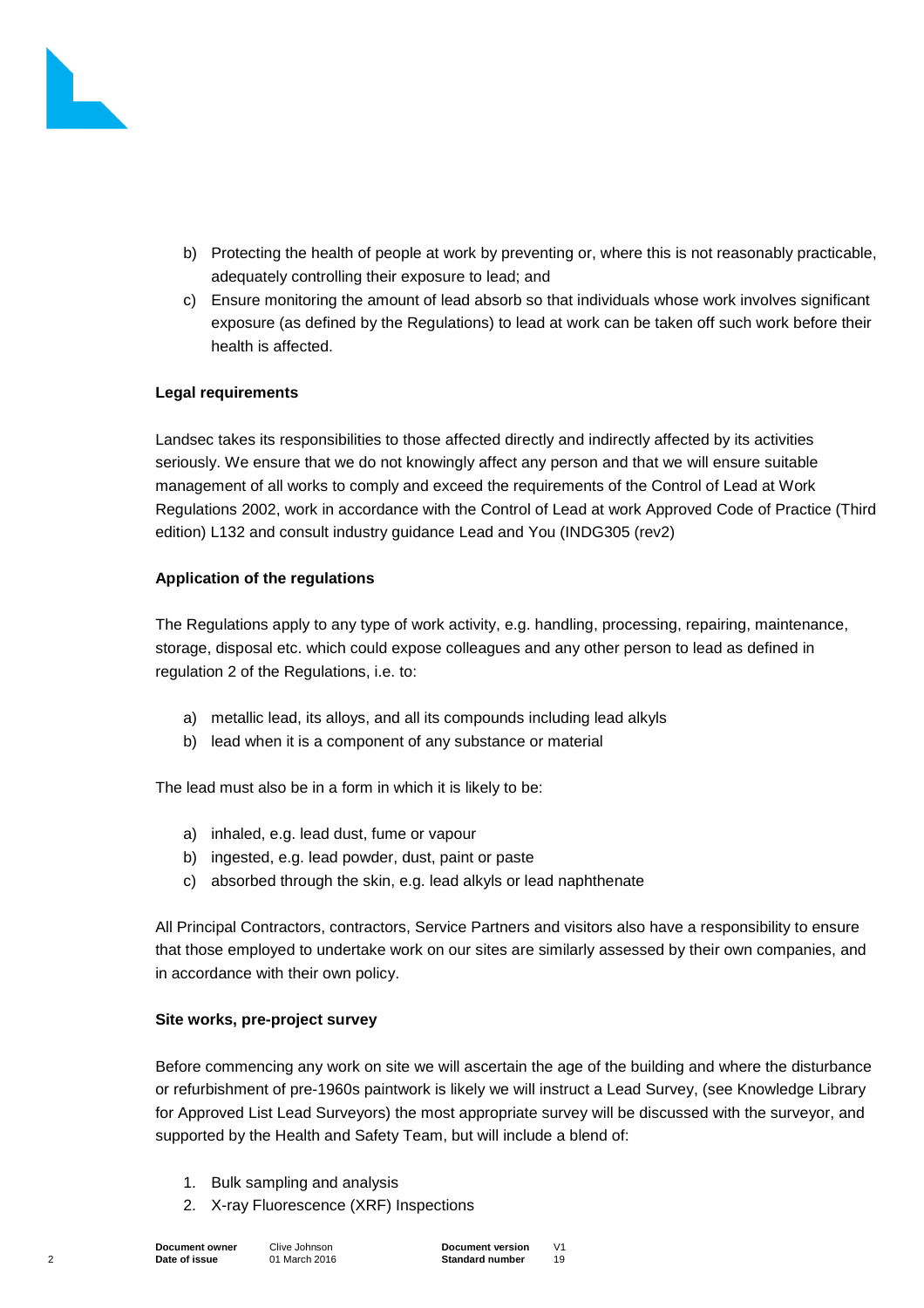b) Protecting the health of people at work by preventing or, where this is not reasonably practicable, adequately controlling their exposure to lead; and
c) Ensure monitoring the amount of lead absorb so that individuals whose work involves significant exposure (as defined by the Regulations) to lead at work can be taken off such work before their health is affected.

**Legal requirements**

Landsec takes its responsibilities to those affected directly and indirectly affected by its activities seriously. We ensure that we do not knowingly affect any person and that we will ensure suitable management of all works to comply and exceed the requirements of the Control of Lead at Work Regulations 2002, work in accordance with the Control of Lead at work Approved Code of Practice (Third edition) L132 and consult industry guidance Lead and You (INDG305 (rev2)

**Application of the regulations**

The Regulations apply to any type of work activity, e.g. handling, processing, repairing, maintenance, storage, disposal etc. which could expose colleagues and any other person to lead as defined in regulation 2 of the Regulations, i.e. to:

a) metallic lead, its alloys, and all its compounds including lead alkyls
b) lead when it is a component of any substance or material

The lead must also be in a form in which it is likely to be:

a) inhaled, e.g. lead dust, fume or vapour
b) ingested, e.g. lead powder, dust, paint or paste
c) absorbed through the skin, e.g. lead alkyls or lead naphthenate

All Principal Contractors, contractors, Service Partners and visitors also have a responsibility to ensure that those employed to undertake work on our sites are similarly assessed by their own companies, and in accordance with their own policy.

**Site works, pre-project survey**

Before commencing any work on site we will ascertain the age of the building and where the disturbance or refurbishment of pre-1960s paintwork is likely we will instruct a Lead Survey, (see Knowledge Library for Approved List Lead Surveyors) the most appropriate survey will be discussed with the surveyor, and supported by the Health and Safety Team, but will include a blend of:

1. Bulk sampling and analysis
2. X-ray Fluorescence (XRF) Inspections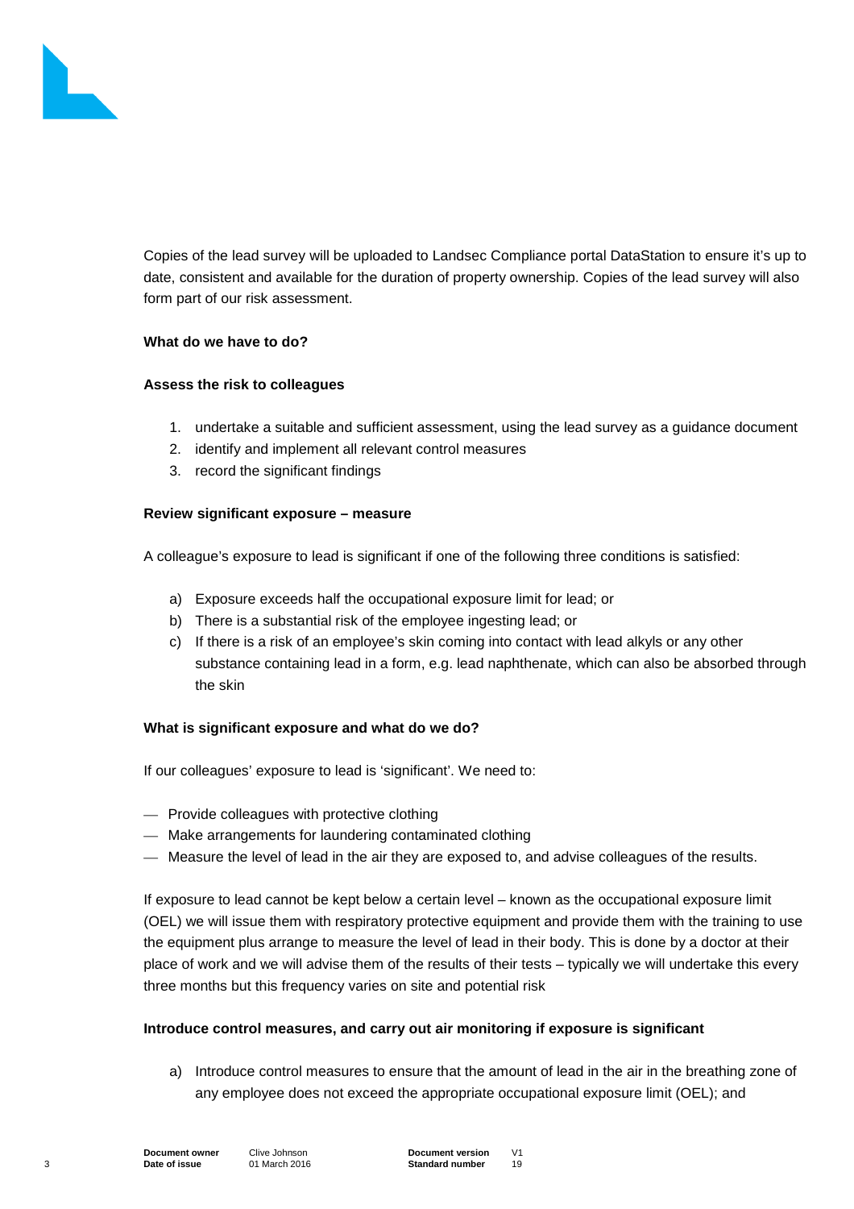Copies of the lead survey will be uploaded to Landsec Compliance portal DataStation to ensure it's up to date, consistent and available for the duration of property ownership. Copies of the lead survey will also form part of our risk assessment.

**What do we have to do?**

**Assess the risk to colleagues**

1. undertake a suitable and sufficient assessment, using the lead survey as a guidance document
2. identify and implement all relevant control measures
3. record the significant findings

**Review significant exposure – measure**

A colleague's exposure to lead is significant if one of the following three conditions is satisfied:

a) Exposure exceeds half the occupational exposure limit for lead; or
b) There is a substantial risk of the employee ingesting lead; or
c) If there is a risk of an employee's skin coming into contact with lead alkyls or any other substance containing lead in a form, e.g. lead naphthenate, which can also be absorbed through the skin

**What is significant exposure and what do we do?**

If our colleagues' exposure to lead is 'significant'. We need to:

- Provide colleagues with protective clothing
- Make arrangements for laundering contaminated clothing
- Measure the level of lead in the air they are exposed to, and advise colleagues of the results.

If exposure to lead cannot be kept below a certain level – known as the occupational exposure limit (OEL) we will issue them with respiratory protective equipment and provide them with the training to use the equipment plus arrange to measure the level of lead in their body. This is done by a doctor at their place of work and we will advise them of the results of their tests – typically we will undertake this every three months but this frequency varies on site and potential risk

**Introduce control measures, and carry out air monitoring if exposure is significant**

a) Introduce control measures to ensure that the amount of lead in the air in the breathing zone of any employee does not exceed the appropriate occupational exposure limit (OEL); and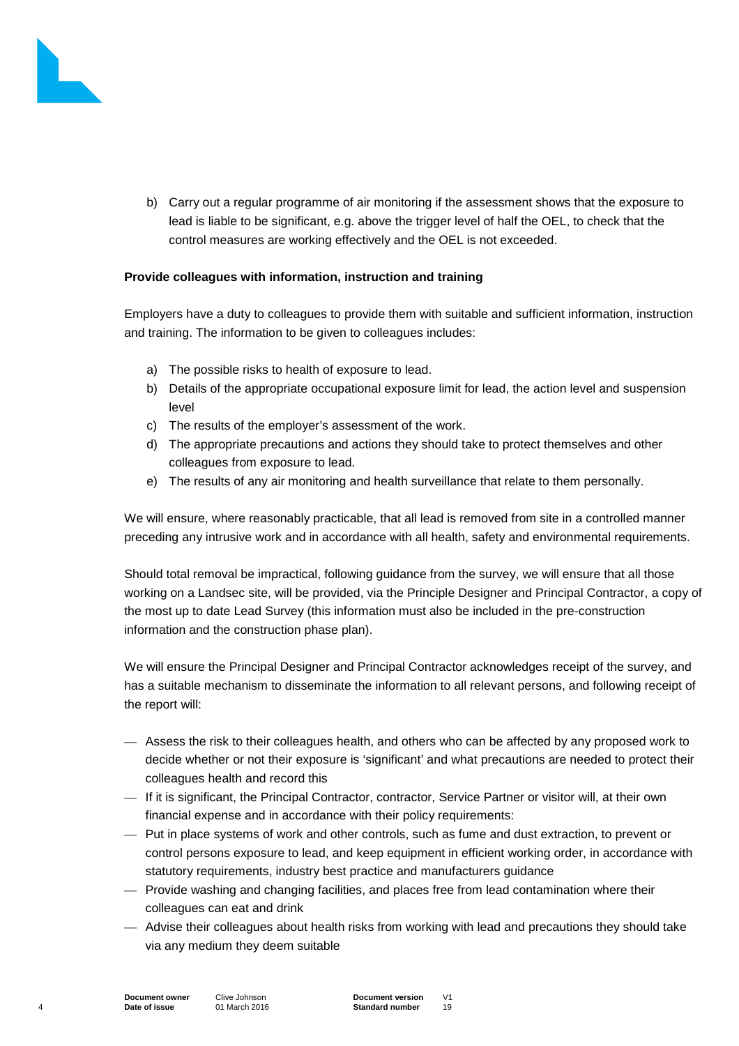b) Carry out a regular programme of air monitoring if the assessment shows that the exposure to lead is liable to be significant, e.g. above the trigger level of half the OEL, to check that the control measures are working effectively and the OEL is not exceeded.

**Provide colleagues with information, instruction and training**

Employers have a duty to colleagues to provide them with suitable and sufficient information, instruction and training. The information to be given to colleagues includes:

a) The possible risks to health of exposure to lead.
b) Details of the appropriate occupational exposure limit for lead, the action level and suspension level
c) The results of the employer's assessment of the work.
d) The appropriate precautions and actions they should take to protect themselves and other colleagues from exposure to lead.
e) The results of any air monitoring and health surveillance that relate to them personally.

We will ensure, where reasonably practicable, that all lead is removed from site in a controlled manner preceding any intrusive work and in accordance with all health, safety and environmental requirements.

Should total removal be impractical, following guidance from the survey, we will ensure that all those working on a Landsec site, will be provided, via the Principle Designer and Principal Contractor, a copy of the most up to date Lead Survey (this information must also be included in the pre-construction information and the construction phase plan).

We will ensure the Principal Designer and Principal Contractor acknowledges receipt of the survey, and has a suitable mechanism to disseminate the information to all relevant persons, and following receipt of the report will:

- Assess the risk to their colleagues health, and others who can be affected by any proposed work to decide whether or not their exposure is 'significant' and what precautions are needed to protect their colleagues health and record this
- If it is significant, the Principal Contractor, contractor, Service Partner or visitor will, at their own financial expense and in accordance with their policy requirements:
- Put in place systems of work and other controls, such as fume and dust extraction, to prevent or control persons exposure to lead, and keep equipment in efficient working order, in accordance with statutory requirements, industry best practice and manufacturers guidance
- Provide washing and changing facilities, and places free from lead contamination where their colleagues can eat and drink
- Advise their colleagues about health risks from working with lead and precautions they should take via any medium they deem suitable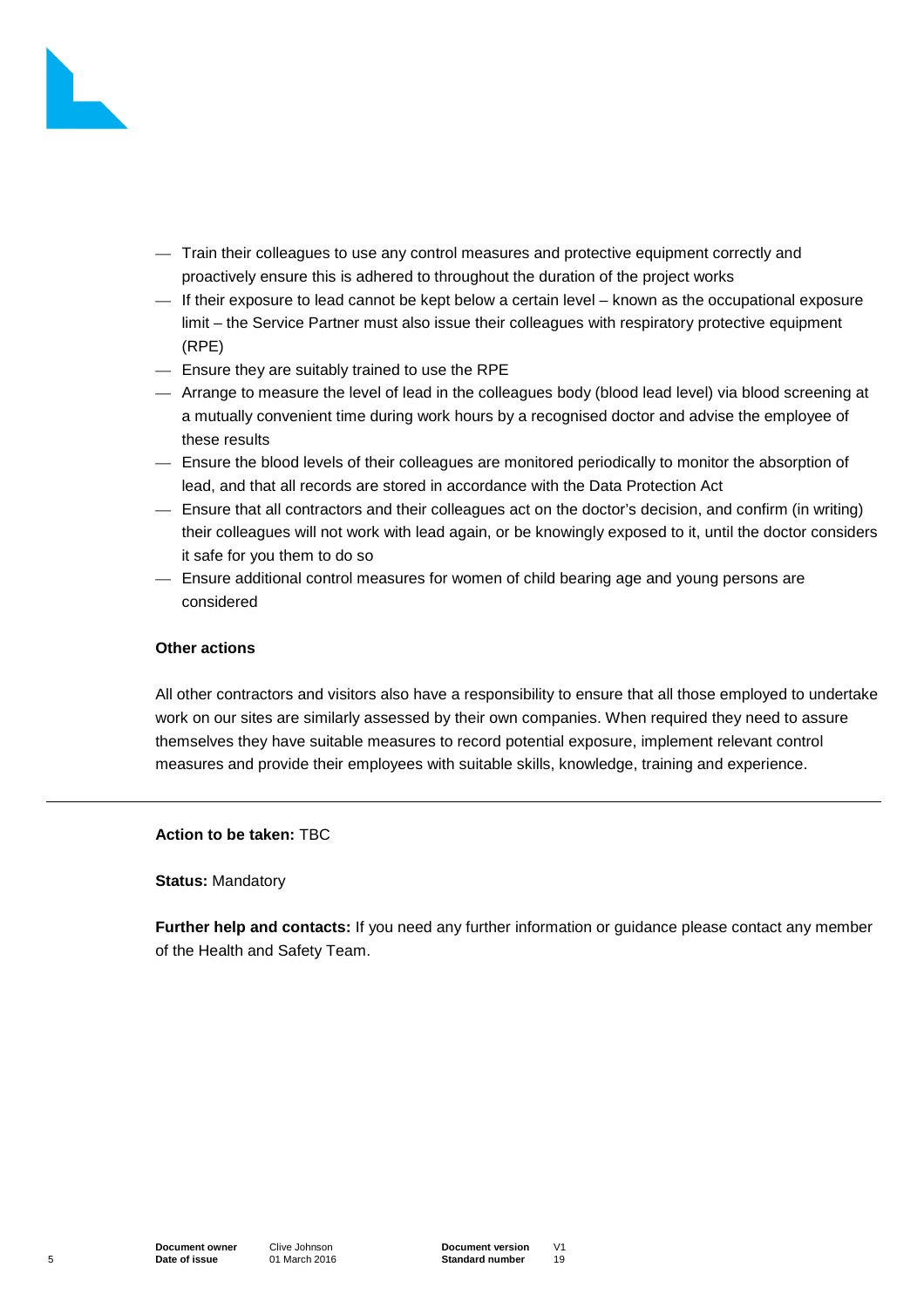- Train their colleagues to use any control measures and protective equipment correctly and proactively ensure this is adhered to throughout the duration of the project works
- If their exposure to lead cannot be kept below a certain level – known as the occupational exposure limit – the Service Partner must also issue their colleagues with respiratory protective equipment (RPE)
- Ensure they are suitably trained to use the RPE
- Arrange to measure the level of lead in the colleagues body (blood lead level) via blood screening at a mutually convenient time during work hours by a recognised doctor and advise the employee of these results
- Ensure the blood levels of their colleagues are monitored periodically to monitor the absorption of lead, and that all records are stored in accordance with the Data Protection Act
- Ensure that all contractors and their colleagues act on the doctor's decision, and confirm (in writing) their colleagues will not work with lead again, or be knowingly exposed to it, until the doctor considers it safe for you them to do so
- Ensure additional control measures for women of child bearing age and young persons are considered

**Other actions**

All other contractors and visitors also have a responsibility to ensure that all those employed to undertake work on our sites are similarly assessed by their own companies. When required they need to assure themselves they have suitable measures to record potential exposure, implement relevant control measures and provide their employees with suitable skills, knowledge, training and experience.

---

**Action to be taken:** TBC

**Status:** Mandatory

**Further help and contacts:** If you need any further information or guidance please contact any member of the Health and Safety Team.

| | | | |
|---|---|---|---|
| **Document owner** | Clive Johnson | **Document version** | V1 |
| **Date of issue** | 01 March 2016 | **Standard number** | 19 |